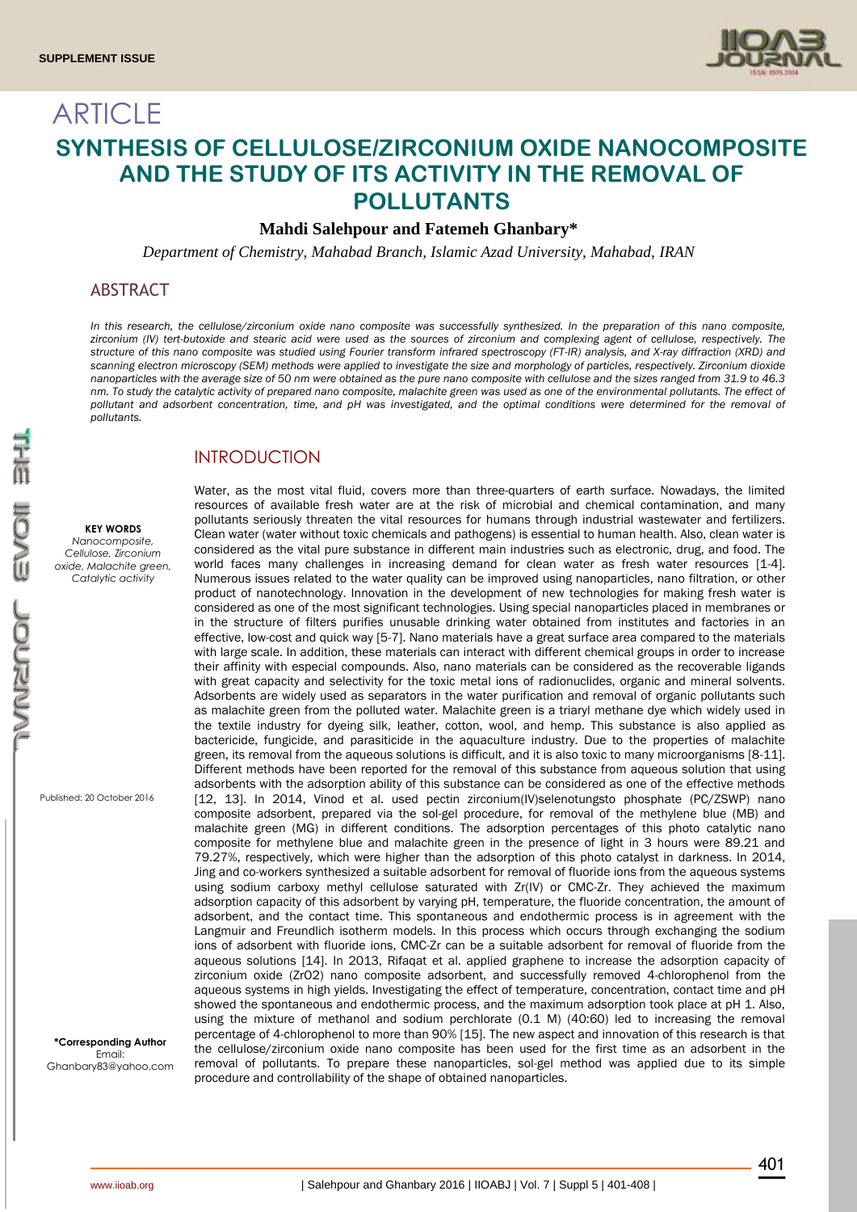# ARTICLE

# SYNTHESIS OF CELLULOSE/ZIRCONIUM OXIDE NANOCOMPOSITE AND THE STUDY OF ITS ACTIVITY IN THE REMOVAL OF POLLUTANTS

**Mahdi Salehpour and Fatemeh Ghanbary***

*Department of Chemistry, Mahabad Branch, Islamic Azad University, Mahabad, IRAN*

## ABSTRACT

*In this research, the cellulose/zirconium oxide nano composite was successfully synthesized. In the preparation of this nano composite, zirconium (IV) tert-butoxide and stearic acid were used as the sources of zirconium and complexing agent of cellulose, respectively. The structure of this nano composite was studied using Fourier transform infrared spectroscopy (FT-IR) analysis, and X-ray diffraction (XRD) and scanning electron microscopy (SEM) methods were applied to investigate the size and morphology of particles, respectively. Zirconium dioxide nanoparticles with the average size of 50 nm were obtained as the pure nano composite with cellulose and the sizes ranged from 31.9 to 46.3 nm. To study the catalytic activity of prepared nano composite, malachite green was used as one of the environmental pollutants. The effect of pollutant and adsorbent concentration, time, and pH was investigated, and the optimal conditions were determined for the removal of pollutants.*

**KEY WORDS**
*Nanocomposite, Cellulose, Zirconium oxide, Malachite green, Catalytic activity*

Published: 20 October 2016

**\*Corresponding Author**
Email: Ghanbary83@yahoo.com

## INTRODUCTION

Water, as the most vital fluid, covers more than three-quarters of earth surface. Nowadays, the limited resources of available fresh water are at the risk of microbial and chemical contamination, and many pollutants seriously threaten the vital resources for humans through industrial wastewater and fertilizers. Clean water (water without toxic chemicals and pathogens) is essential to human health. Also, clean water is considered as the vital pure substance in different main industries such as electronic, drug, and food. The world faces many challenges in increasing demand for clean water as fresh water resources [1-4]. Numerous issues related to the water quality can be improved using nanoparticles, nano filtration, or other product of nanotechnology. Innovation in the development of new technologies for making fresh water is considered as one of the most significant technologies. Using special nanoparticles placed in membranes or in the structure of filters purifies unusable drinking water obtained from institutes and factories in an effective, low-cost and quick way [5-7]. Nano materials have a great surface area compared to the materials with large scale. In addition, these materials can interact with different chemical groups in order to increase their affinity with especial compounds. Also, nano materials can be considered as the recoverable ligands with great capacity and selectivity for the toxic metal ions of radionuclides, organic and mineral solvents. Adsorbents are widely used as separators in the water purification and removal of organic pollutants such as malachite green from the polluted water. Malachite green is a triaryl methane dye which widely used in the textile industry for dyeing silk, leather, cotton, wool, and hemp. This substance is also applied as bactericide, fungicide, and parasiticide in the aquaculture industry. Due to the properties of malachite green, its removal from the aqueous solutions is difficult, and it is also toxic to many microorganisms [8-11]. Different methods have been reported for the removal of this substance from aqueous solution that using adsorbents with the adsorption ability of this substance can be considered as one of the effective methods [12, 13]. In 2014, Vinod et al. used pectin zirconium(IV)selenotungsto phosphate (PC/ZSWP) nano composite adsorbent, prepared via the sol-gel procedure, for removal of the methylene blue (MB) and malachite green (MG) in different conditions. The adsorption percentages of this photo catalytic nano composite for methylene blue and malachite green in the presence of light in 3 hours were 89.21 and 79.27%, respectively, which were higher than the adsorption of this photo catalyst in darkness. In 2014, Jing and co-workers synthesized a suitable adsorbent for removal of fluoride ions from the aqueous systems using sodium carboxy methyl cellulose saturated with Zr(IV) or CMC-Zr. They achieved the maximum adsorption capacity of this adsorbent by varying pH, temperature, the fluoride concentration, the amount of adsorbent, and the contact time. This spontaneous and endothermic process is in agreement with the Langmuir and Freundlich isotherm models. In this process which occurs through exchanging the sodium ions of adsorbent with fluoride ions, CMC-Zr can be a suitable adsorbent for removal of fluoride from the aqueous solutions [14]. In 2013, Rifaqat et al. applied graphene to increase the adsorption capacity of zirconium oxide ($ZrO_2$) nano composite adsorbent, and successfully removed 4-chlorophenol from the aqueous systems in high yields. Investigating the effect of temperature, concentration, contact time and pH showed the spontaneous and endothermic process, and the maximum adsorption took place at pH 1. Also, using the mixture of methanol and sodium perchlorate (0.1 M) (40:60) led to increasing the removal percentage of 4-chlorophenol to more than 90% [15]. The new aspect and innovation of this research is that the cellulose/zirconium oxide nano composite has been used for the first time as an adsorbent in the removal of pollutants. To prepare these nanoparticles, sol-gel method was applied due to its simple procedure and controllability of the shape of obtained nanoparticles.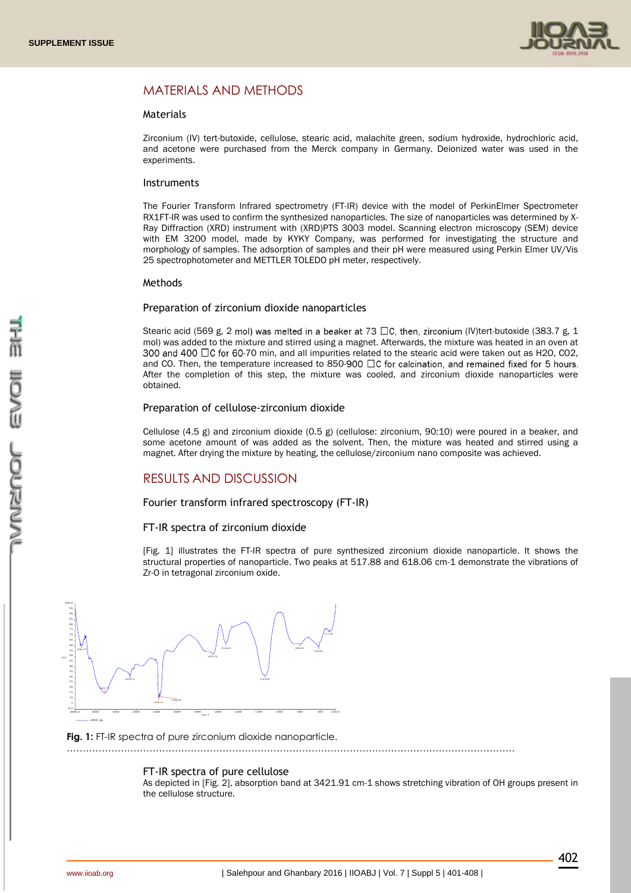## MATERIALS AND METHODS

### Materials

Zirconium (IV) tert-butoxide, cellulose, stearic acid, malachite green, sodium hydroxide, hydrochloric acid, and acetone were purchased from the Merck company in Germany. Deionized water was used in the experiments.

### Instruments

The Fourier Transform Infrared spectrometry (FT-IR) device with the model of PerkinElmer Spectrometer RX1FT-IR was used to confirm the synthesized nanoparticles. The size of nanoparticles was determined by X-Ray Diffraction (XRD) instrument with (XRD)PTS 3003 model. Scanning electron microscopy (SEM) device with EM 3200 model, made by KYKY Company, was performed for investigating the structure and morphology of samples. The adsorption of samples and their pH were measured using Perkin Elmer UV/Vis 25 spectrophotometer and METTLER TOLEDO pH meter, respectively.

### Methods

#### Preparation of zirconium dioxide nanoparticles

Stearic acid (569 g, 2 mol) was melted in a beaker at 73 □C, then, zirconium (IV)tert-butoxide (383.7 g, 1 mol) was added to the mixture and stirred using a magnet. Afterwards, the mixture was heated in an oven at 300 and 400 □C for 60-70 min, and all impurities related to the stearic acid were taken out as $H_2O$, $CO_2$, and CO. Then, the temperature increased to 850-900 □C for calcination, and remained fixed for 5 hours. After the completion of this step, the mixture was cooled, and zirconium dioxide nanoparticles were obtained.

#### Preparation of cellulose-zirconium dioxide

Cellulose (4.5 g) and zirconium dioxide (0.5 g) (cellulose: zirconium, 90:10) were poured in a beaker, and some acetone amount of was added as the solvent. Then, the mixture was heated and stirred using a magnet. After drying the mixture by heating, the cellulose/zirconium nano composite was achieved.

## RESULTS AND DISCUSSION

### Fourier transform infrared spectroscopy (FT-IR)

#### FT-IR spectra of zirconium dioxide

[Fig. 1] illustrates the FT-IR spectra of pure synthesized zirconium dioxide nanoparticle. It shows the structural properties of nanoparticle. Two peaks at 517.88 and 618.06 cm-1 demonstrate the vibrations of Zr-O in tetragonal zirconium oxide.

**Fig. 1:** FT-IR spectra of pure zirconium dioxide nanoparticle.

#### FT-IR spectra of pure cellulose

As depicted in [Fig. 2], absorption band at 3421.91 cm-1 shows stretching vibration of OH groups present in the cellulose structure.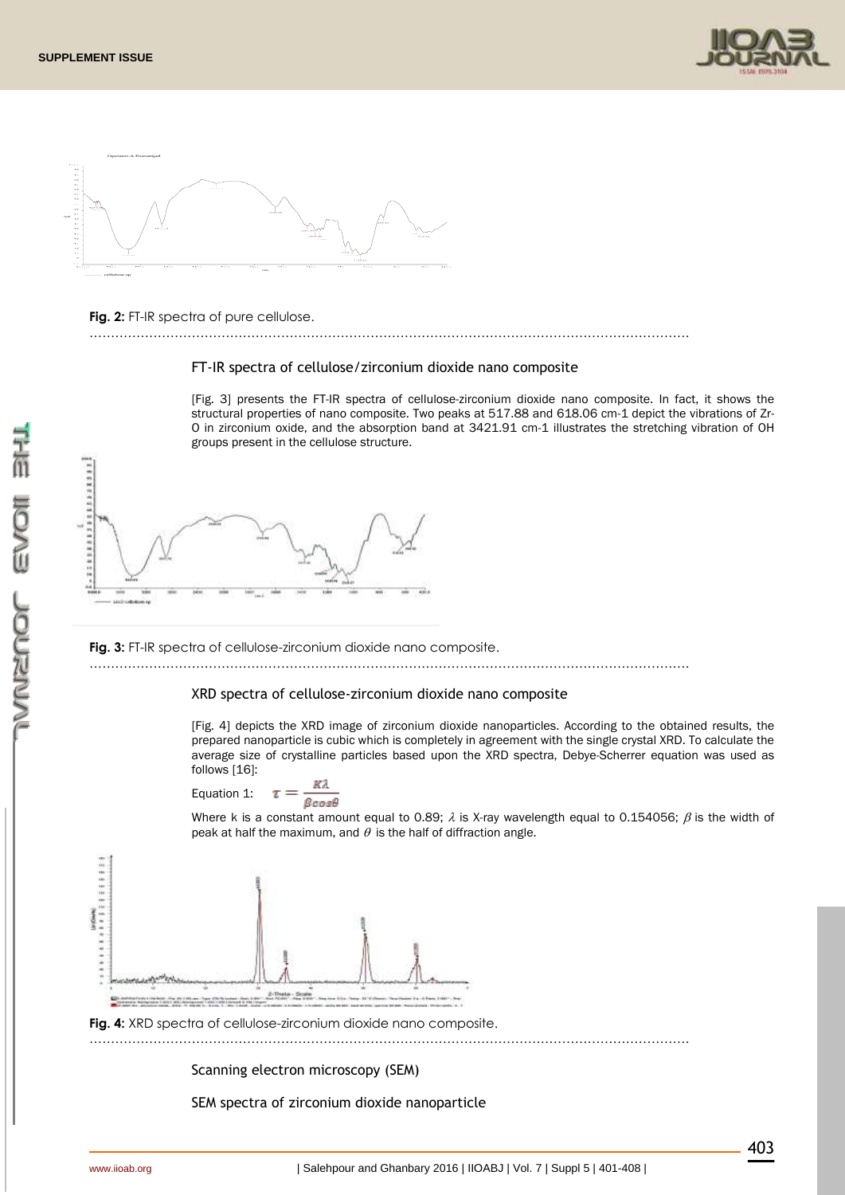**Fig. 2:** FT-IR spectra of pure cellulose.

## FT-IR spectra of cellulose/zirconium dioxide nano composite

[Fig. 3] presents the FT-IR spectra of cellulose-zirconium dioxide nano composite. In fact, it shows the structural properties of nano composite. Two peaks at 517.88 and 618.06 cm-1 depict the vibrations of Zr-O in zirconium oxide, and the absorption band at 3421.91 cm-1 illustrates the stretching vibration of OH groups present in the cellulose structure.

**Fig. 3:** FT-IR spectra of cellulose-zirconium dioxide nano composite.

## XRD spectra of cellulose-zirconium dioxide nano composite

[Fig. 4] depicts the XRD image of zirconium dioxide nanoparticles. According to the obtained results, the prepared nanoparticle is cubic which is completely in agreement with the single crystal XRD. To calculate the average size of crystalline particles based upon the XRD spectra, Debye-Scherrer equation was used as follows [16]:

Equation 1: $$\tau = \frac{K\lambda}{\beta cos\theta}$$

Where k is a constant amount equal to 0.89; $\lambda$ is X-ray wavelength equal to 0.154056; $\beta$ is the width of peak at half the maximum, and $\theta$ is the half of diffraction angle.

**Fig. 4:** XRD spectra of cellulose-zirconium dioxide nano composite.

## Scanning electron microscopy (SEM)

### SEM spectra of zirconium dioxide nanoparticle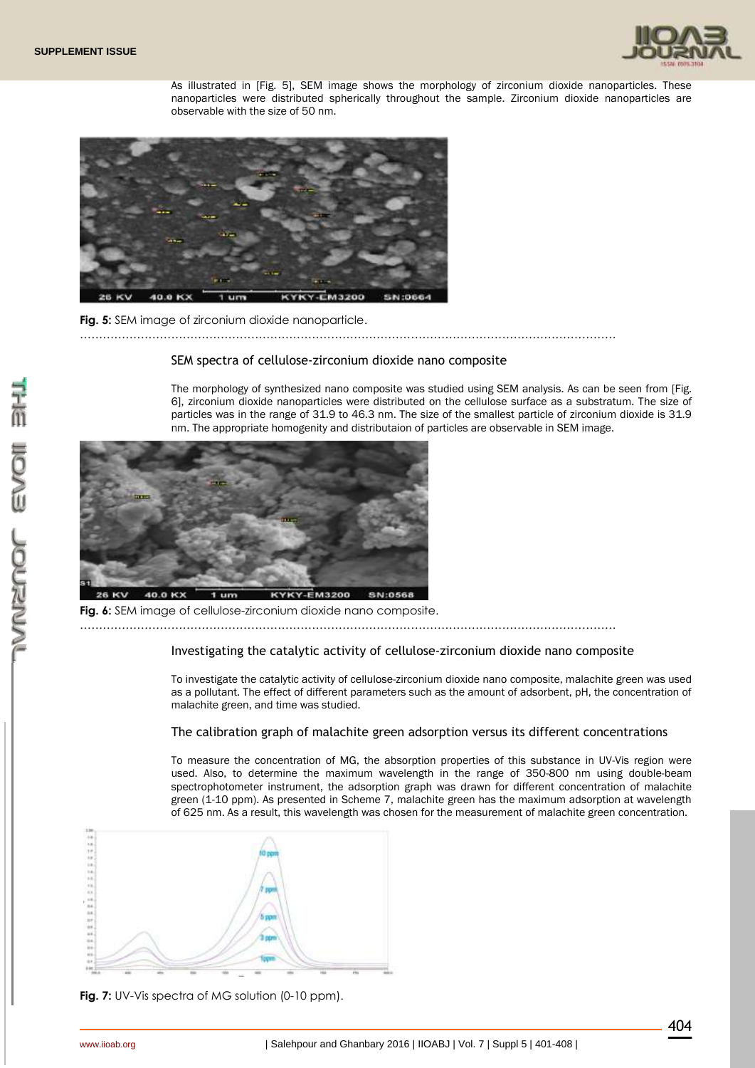As illustrated in [Fig. 5], SEM image shows the morphology of zirconium dioxide nanoparticles. These nanoparticles were distributed spherically throughout the sample. Zirconium dioxide nanoparticles are observable with the size of 50 nm.

**Fig. 5:** SEM image of zirconium dioxide nanoparticle.

### SEM spectra of cellulose-zirconium dioxide nano composite

The morphology of synthesized nano composite was studied using SEM analysis. As can be seen from [Fig. 6], zirconium dioxide nanoparticles were distributed on the cellulose surface as a substratum. The size of particles was in the range of 31.9 to 46.3 nm. The size of the smallest particle of zirconium dioxide is 31.9 nm. The appropriate homogenity and distributaion of particles are observable in SEM image.

**Fig. 6:** SEM image of cellulose-zirconium dioxide nano composite.

### Investigating the catalytic activity of cellulose-zirconium dioxide nano composite

To investigate the catalytic activity of cellulose-zirconium dioxide nano composite, malachite green was used as a pollutant. The effect of different parameters such as the amount of adsorbent, pH, the concentration of malachite green, and time was studied.

### The calibration graph of malachite green adsorption versus its different concentrations

To measure the concentration of MG, the absorption properties of this substance in UV-Vis region were used. Also, to determine the maximum wavelength in the range of 350-800 nm using double-beam spectrophotometer instrument, the adsorption graph was drawn for different concentration of malachite green (1-10 ppm). As presented in Scheme 7, malachite green has the maximum adsorption at wavelength of 625 nm. As a result, this wavelength was chosen for the measurement of malachite green concentration.

**Fig. 7:** UV-Vis spectra of MG solution (0-10 ppm).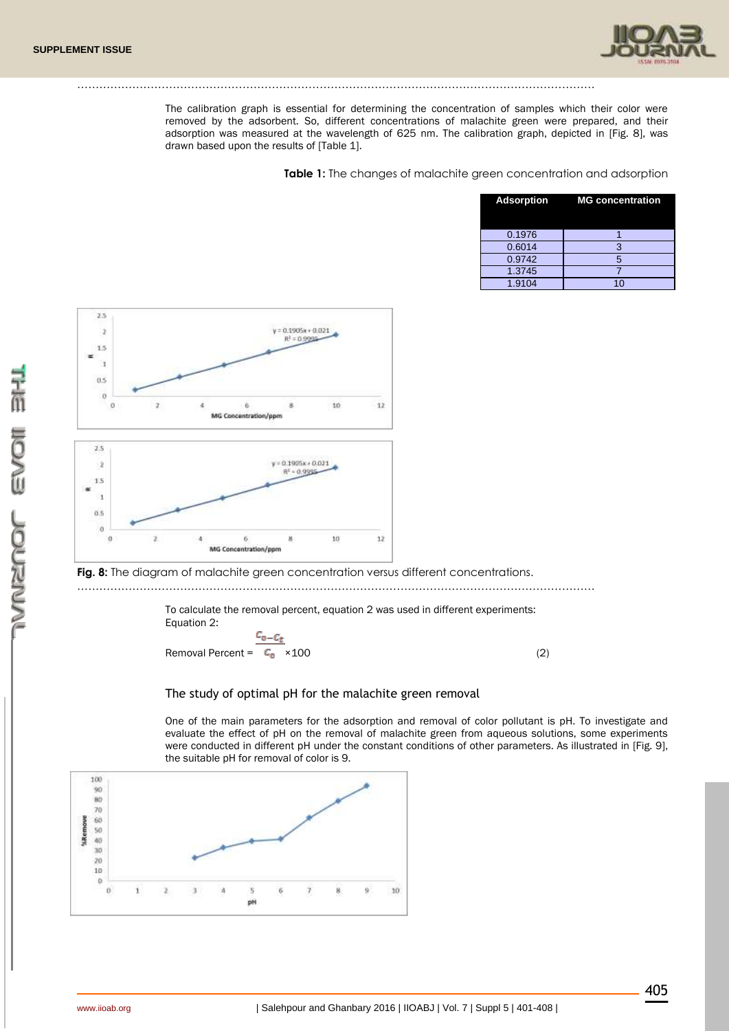The calibration graph is essential for determining the concentration of samples which their color were removed by the adsorbent. So, different concentrations of malachite green were prepared, and their adsorption was measured at the wavelength of 625 nm. The calibration graph, depicted in [Fig. 8], was drawn based upon the results of [Table 1].

**Table 1:** The changes of malachite green concentration and adsorption

| Adsorption | MG concentration |
|---|---|
| 0.1976 | 1 |
| 0.6014 | 3 |
| 0.9742 | 5 |
| 1.3745 | 7 |
| 1.9104 | 10 |

**Fig. 8:** The diagram of malachite green concentration versus different concentrations.

To calculate the removal percent, equation 2 was used in different experiments:
Equation 2:

$$\text{Removal Percent} = \frac{C_0 - C_t}{C_0} \times 100 \qquad (2)$$

## The study of optimal pH for the malachite green removal

One of the main parameters for the adsorption and removal of color pollutant is pH. To investigate and evaluate the effect of pH on the removal of malachite green from aqueous solutions, some experiments were conducted in different pH under the constant conditions of other parameters. As illustrated in [Fig. 9], the suitable pH for removal of color is 9.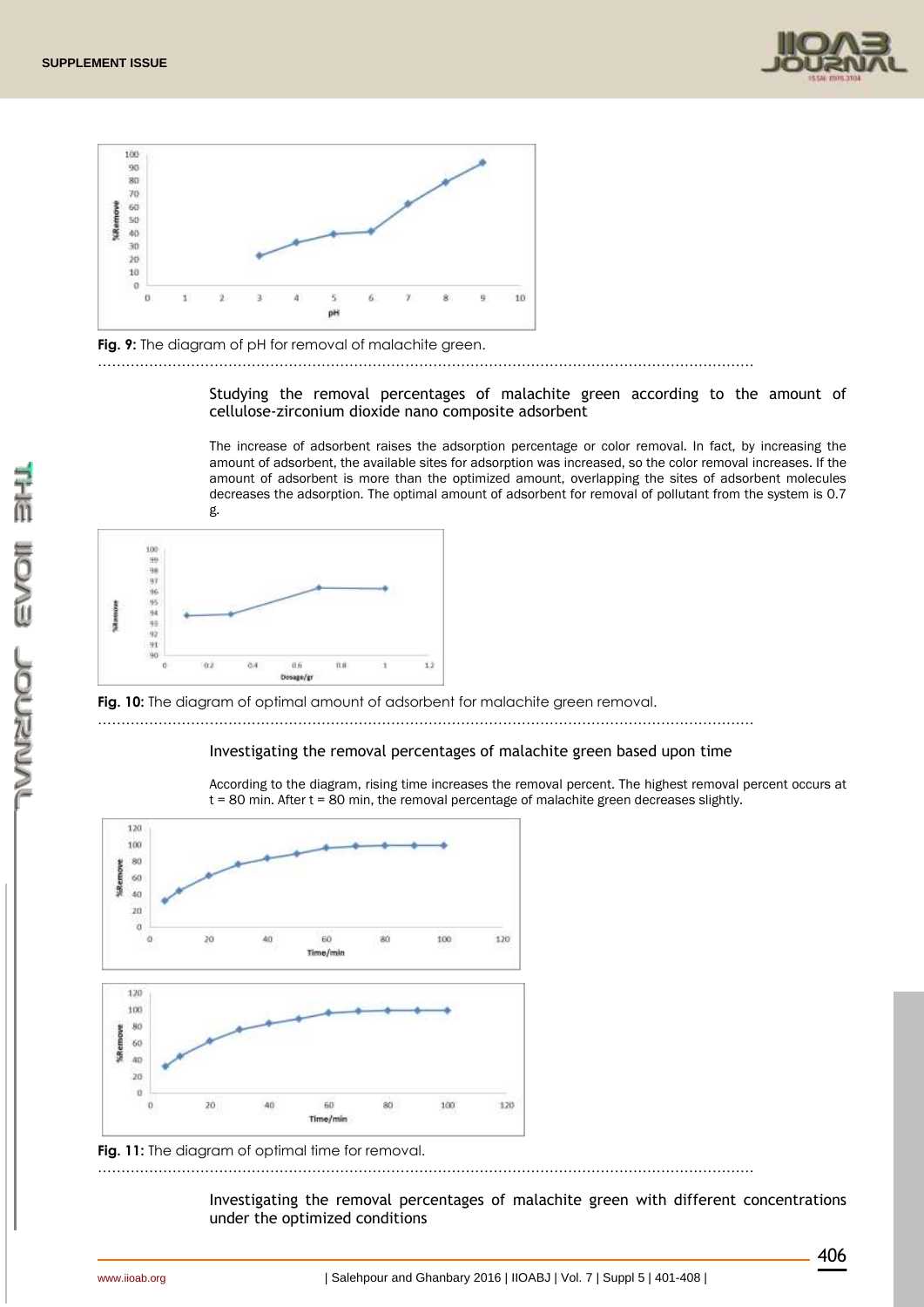Fig. 9: The diagram of pH for removal of malachite green.

### Studying the removal percentages of malachite green according to the amount of cellulose-zirconium dioxide nano composite adsorbent

The increase of adsorbent raises the adsorption percentage or color removal. In fact, by increasing the amount of adsorbent, the available sites for adsorption was increased, so the color removal increases. If the amount of adsorbent is more than the optimized amount, overlapping the sites of adsorbent molecules decreases the adsorption. The optimal amount of adsorbent for removal of pollutant from the system is 0.7 g.

Fig. 10: The diagram of optimal amount of adsorbent for malachite green removal.

### Investigating the removal percentages of malachite green based upon time

According to the diagram, rising time increases the removal percent. The highest removal percent occurs at t = 80 min. After t = 80 min, the removal percentage of malachite green decreases slightly.

Fig. 11: The diagram of optimal time for removal.

### Investigating the removal percentages of malachite green with different concentrations under the optimized conditions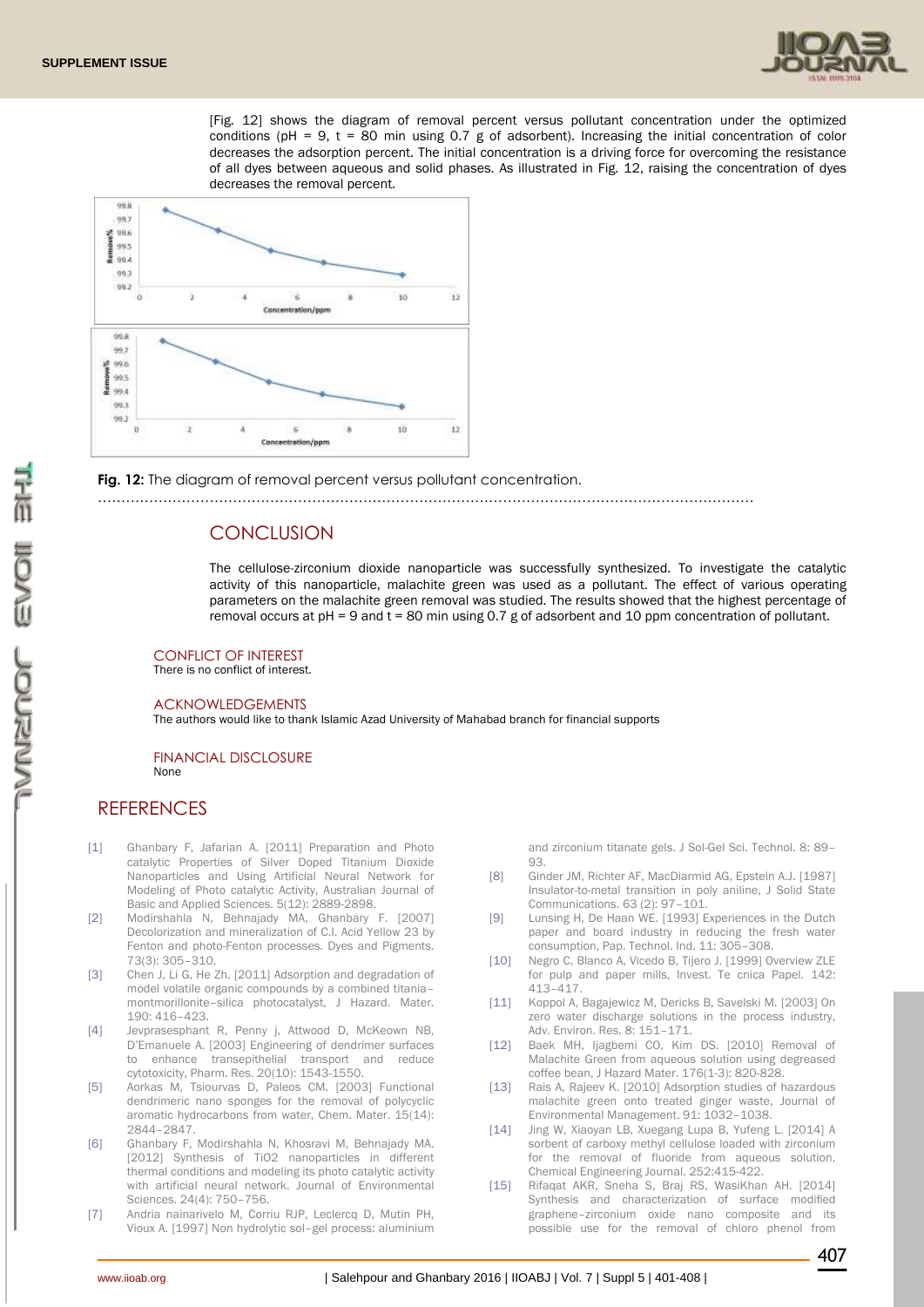[Fig. 12] shows the diagram of removal percent versus pollutant concentration under the optimized conditions (pH = 9, t = 80 min using 0.7 g of adsorbent). Increasing the initial concentration of color decreases the adsorption percent. The initial concentration is a driving force for overcoming the resistance of all dyes between aqueous and solid phases. As illustrated in Fig. 12, raising the concentration of dyes decreases the removal percent.

**Fig. 12:** The diagram of removal percent versus pollutant concentration.

## CONCLUSION

The cellulose-zirconium dioxide nanoparticle was successfully synthesized. To investigate the catalytic activity of this nanoparticle, malachite green was used as a pollutant. The effect of various operating parameters on the malachite green removal was studied. The results showed that the highest percentage of removal occurs at pH = 9 and t = 80 min using 0.7 g of adsorbent and 10 ppm concentration of pollutant.

### CONFLICT OF INTEREST

There is no conflict of interest.

### ACKNOWLEDGEMENTS

The authors would like to thank Islamic Azad University of Mahabad branch for financial supports

### FINANCIAL DISCLOSURE

None

## REFERENCES

[1] Ghanbary F, Jafarian A. [2011] Preparation and Photo catalytic Properties of Silver Doped Titanium Dioxide Nanoparticles and Using Artificial Neural Network for Modeling of Photo catalytic Activity, Australian Journal of Basic and Applied Sciences. 5(12): 2889-2898.

[2] Modirshahla N, Behnajady MA, Ghanbary F. [2007] Decolorization and mineralization of C.I. Acid Yellow 23 by Fenton and photo-Fenton processes. Dyes and Pigments. 73(3): 305–310.

[3] Chen J, Li G, He Zh. [2011] Adsorption and degradation of model volatile organic compounds by a combined titania–montmorillonite–silica photocatalyst, J Hazard. Mater. 190: 416–423.

[4] Jevprasesphant R, Penny j, Attwood D, McKeown NB, D'Emanuele A. [2003] Engineering of dendrimer surfaces to enhance transepithelial transport and reduce cytotoxicity, Pharm. Res. 20(10): 1543-1550.

[5] Aorkas M, Tsiourvas D, Paleos CM. [2003] Functional dendrimeric nano sponges for the removal of polycyclic aromatic hydrocarbons from water, Chem. Mater. 15(14): 2844–2847.

[6] Ghanbary F, Modirshahla N, Khosravi M, Behnajady MA. [2012] Synthesis of TiO2 nanoparticles in different thermal conditions and modeling its photo catalytic activity with artificial neural network. Journal of Environmental Sciences. 24(4): 750–756.

[7] Andria nainarivelo M, Corriu RJP, Leclercq D, Mutin PH, Vioux A. [1997] Non hydrolytic sol–gel process: aluminium and zirconium titanate gels. J Sol-Gel Sci. Technol. 8: 89–93.

[8] Ginder JM, Richter AF, MacDiarmid AG, Epstein A.J. [1987] Insulator-to-metal transition in poly aniline, J Solid State Communications. 63 (2): 97–101.

[9] Lunsing H, De Haan WE. [1993] Experiences in the Dutch paper and board industry in reducing the fresh water consumption, Pap. Technol. Ind. 11: 305–308.

[10] Negro C, Blanco A, Vicedo B, Tijero J. [1999] Overview ZLE for pulp and paper mills, Invest. Te cnica Papel. 142: 413–417.

[11] Koppol A, Bagajewicz M, Dericks B, Savelski M. [2003] On zero water discharge solutions in the process industry, Adv. Environ. Res. 8: 151–171.

[12] Baek MH, Ijagbemi CO, Kim DS. [2010] Removal of Malachite Green from aqueous solution using degreased coffee bean, J Hazard Mater. 176(1-3): 820-828.

[13] Rais A, Rajeev K. [2010] Adsorption studies of hazardous malachite green onto treated ginger waste, Journal of Environmental Management. 91: 1032–1038.

[14] Jing W, Xiaoyan LB, Xuegang Lupa B, Yufeng L. [2014] A sorbent of carboxy methyl cellulose loaded with zirconium for the removal of fluoride from aqueous solution, Chemical Engineering Journal. 252:415-422.

[15] Rifaqat AKR, Sneha S, Braj RS, WasiKhan AH. [2014] Synthesis and characterization of surface modified graphene–zirconium oxide nano composite and its possible use for the removal of chloro phenol from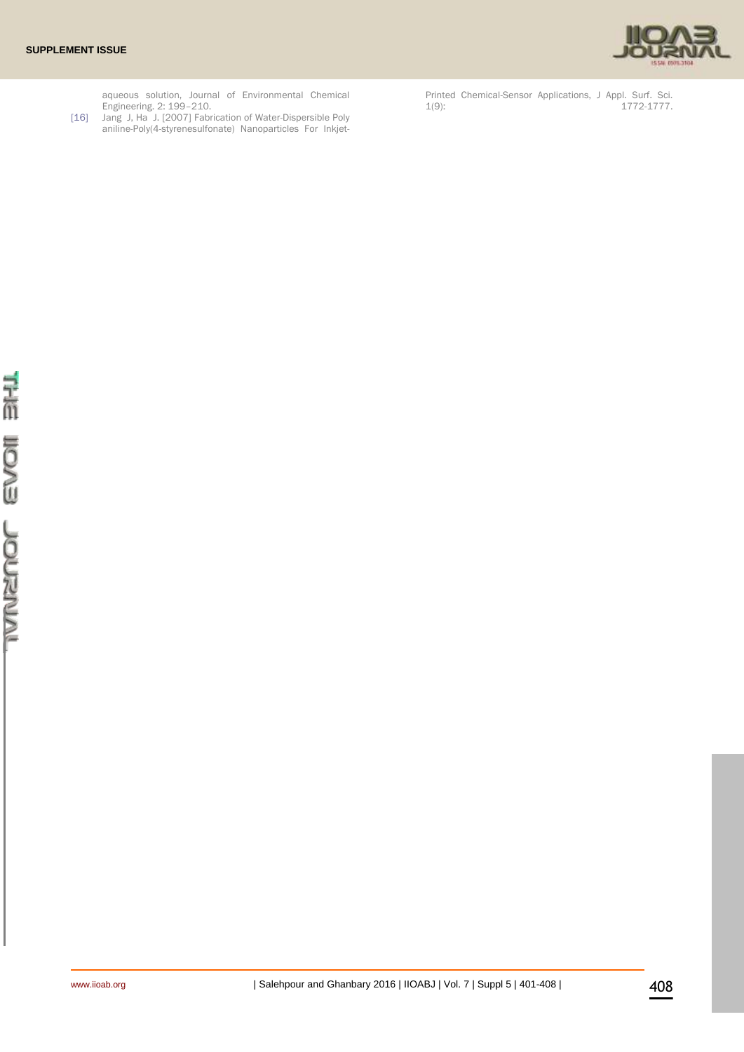aqueous solution, Journal of Environmental Chemical Engineering. 2: 199–210.

[16] Jang J, Ha J. [2007] Fabrication of Water-Dispersible Poly aniline-Poly(4-styrenesulfonate) Nanoparticles For Inkjet-Printed Chemical-Sensor Applications, J Appl. Surf. Sci. 1(9): 1772-1777.